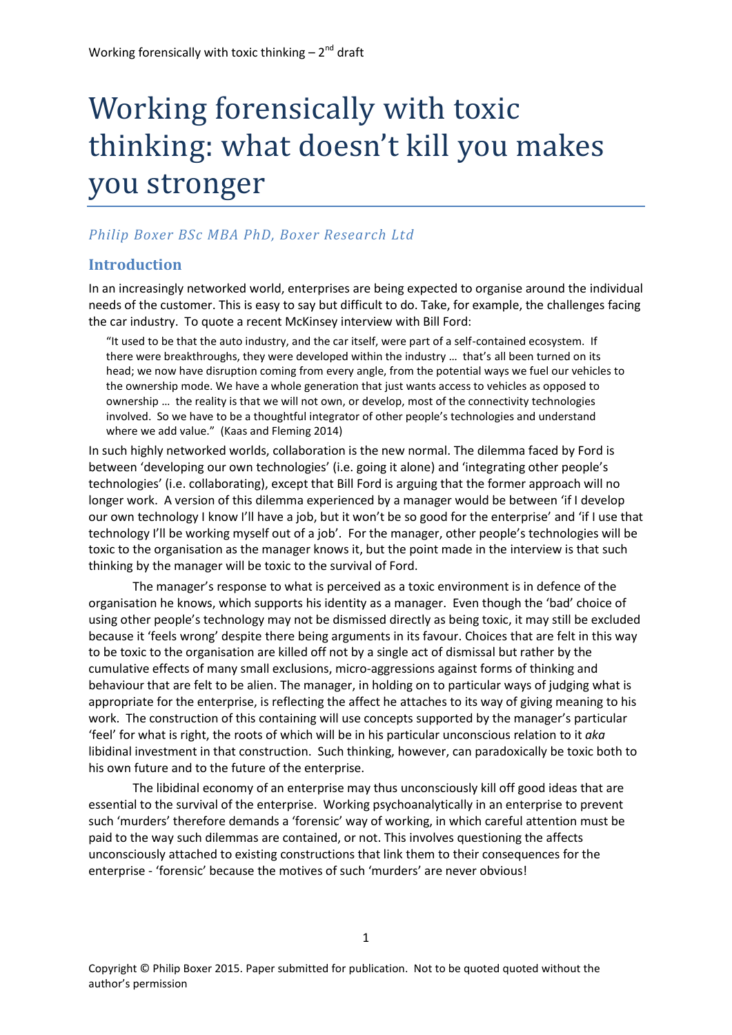# Working forensically with toxic thinking: what doesn't kill you makes you stronger

*Philip Boxer BSc MBA PhD, Boxer Research Ltd*

## Introduction

In an increasingly networked world, enterprises are being expected to organise around the individual needs of the customer. This is easy to say but difficult to do. Take, for example, the challenges facing the car industry. To quote a recent McKinsey interview with Bill Ford:

> "It used to be that the auto industry, and the car itself, were part of a self-contained ecosystem. If there were breakthroughs, they were developed within the industry … that's all been turned on its head; we now have disruption coming from every angle, from the potential ways we fuel our vehicles to the ownership mode. We have a whole generation that just wants access to vehicles as opposed to ownership … the reality is that we will not own, or develop, most of the connectivity technologies involved. So we have to be a thoughtful integrator of other people's technologies and understand where we add value." (Kaas and Fleming 2014)

In such highly networked worlds, collaboration is the new normal. The dilemma faced by Ford is between 'developing our own technologies' (i.e. going it alone) and 'integrating other people's technologies' (i.e. collaborating), except that Bill Ford is arguing that the former approach will no longer work. A version of this dilemma experienced by a manager would be between 'if I develop our own technology I know I'll have a job, but it won't be so good for the enterprise' and 'if I use that technology I'll be working myself out of a job'. For the manager, other people's technologies will be toxic to the organisation as the manager knows it, but the point made in the interview is that such thinking by the manager will be toxic to the survival of Ford.

The manager's response to what is perceived as a toxic environment is in defence of the organisation he knows, which supports his identity as a manager. Even though the 'bad' choice of using other people's technology may not be dismissed directly as being toxic, it may still be excluded because it 'feels wrong' despite there being arguments in its favour. Choices that are felt in this way to be toxic to the organisation are killed off not by a single act of dismissal but rather by the cumulative effects of many small exclusions, micro-aggressions against forms of thinking and behaviour that are felt to be alien. The manager, in holding on to particular ways of judging what is appropriate for the enterprise, is reflecting the affect he attaches to its way of giving meaning to his work. The construction of this containing will use concepts supported by the manager's particular 'feel' for what is right, the roots of which will be in his particular unconscious relation to it *aka* libidinal investment in that construction. Such thinking, however, can paradoxically be toxic both to his own future and to the future of the enterprise.

The libidinal economy of an enterprise may thus unconsciously kill off good ideas that are essential to the survival of the enterprise. Working psychoanalytically in an enterprise to prevent such 'murders' therefore demands a 'forensic' way of working, in which careful attention must be paid to the way such dilemmas are contained, or not. This involves questioning the affects unconsciously attached to existing constructions that link them to their consequences for the enterprise - 'forensic' because the motives of such 'murders' are never obvious!

Copyright © Philip Boxer 2015. Paper submitted for publication. Not to be quoted quoted without the author's permission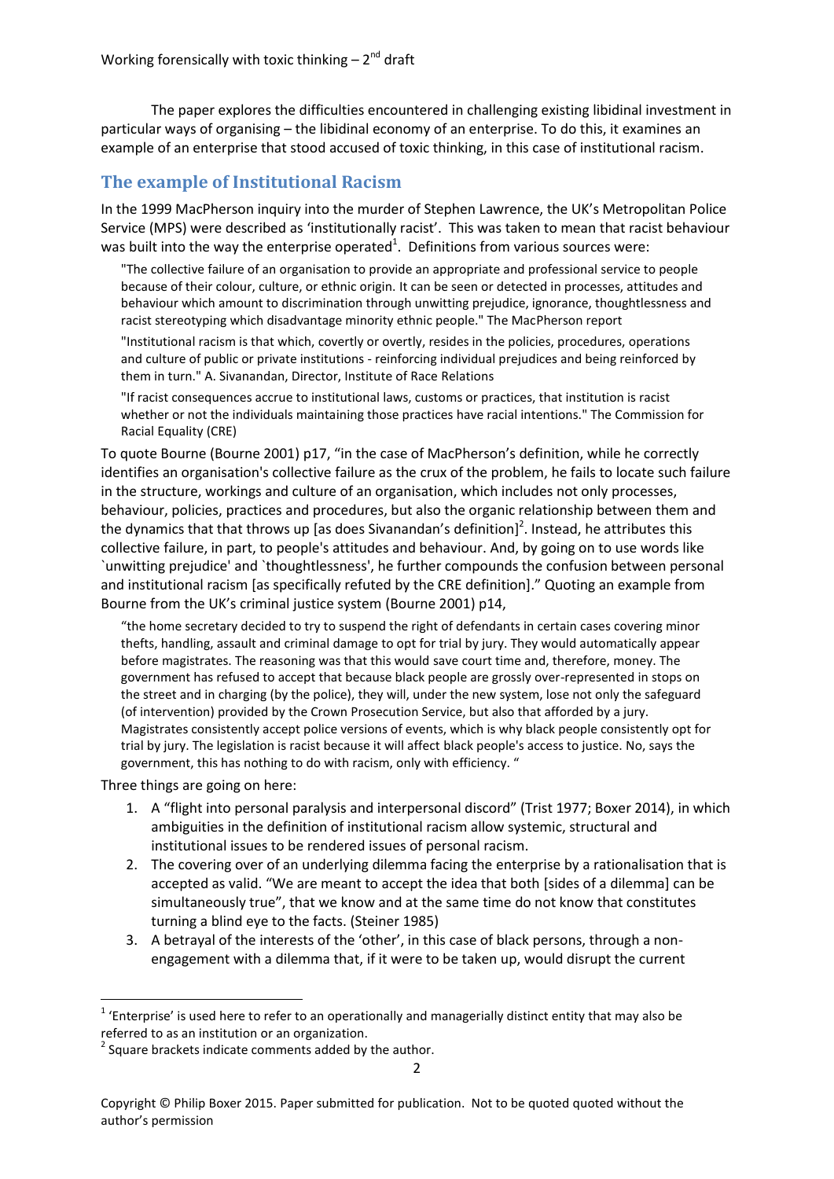The paper explores the difficulties encountered in challenging existing libidinal investment in particular ways of organising – the libidinal economy of an enterprise. To do this, it examines an example of an enterprise that stood accused of toxic thinking, in this case of institutional racism.

## The example of Institutional Racism

In the 1999 MacPherson inquiry into the murder of Stephen Lawrence, the UK's Metropolitan Police Service (MPS) were described as 'institutionally racist'. This was taken to mean that racist behaviour was built into the way the enterprise operated[1]. Definitions from various sources were:

> "The collective failure of an organisation to provide an appropriate and professional service to people because of their colour, culture, or ethnic origin. It can be seen or detected in processes, attitudes and behaviour which amount to discrimination through unwitting prejudice, ignorance, thoughtlessness and racist stereotyping which disadvantage minority ethnic people." The MacPherson report

> "Institutional racism is that which, covertly or overtly, resides in the policies, procedures, operations and culture of public or private institutions - reinforcing individual prejudices and being reinforced by them in turn." A. Sivanandan, Director, Institute of Race Relations

> "If racist consequences accrue to institutional laws, customs or practices, that institution is racist whether or not the individuals maintaining those practices have racial intentions." The Commission for Racial Equality (CRE)

To quote Bourne (Bourne 2001) p17, "in the case of MacPherson's definition, while he correctly identifies an organisation's collective failure as the crux of the problem, he fails to locate such failure in the structure, workings and culture of an organisation, which includes not only processes, behaviour, policies, practices and procedures, but also the organic relationship between them and the dynamics that that throws up [as does Sivanandan's definition][2]. Instead, he attributes this collective failure, in part, to people's attitudes and behaviour. And, by going on to use words like `unwitting prejudice' and `thoughtlessness', he further compounds the confusion between personal and institutional racism [as specifically refuted by the CRE definition]." Quoting an example from Bourne from the UK's criminal justice system (Bourne 2001) p14,

> "the home secretary decided to try to suspend the right of defendants in certain cases covering minor thefts, handling, assault and criminal damage to opt for trial by jury. They would automatically appear before magistrates. The reasoning was that this would save court time and, therefore, money. The government has refused to accept that because black people are grossly over-represented in stops on the street and in charging (by the police), they will, under the new system, lose not only the safeguard (of intervention) provided by the Crown Prosecution Service, but also that afforded by a jury. Magistrates consistently accept police versions of events, which is why black people consistently opt for trial by jury. The legislation is racist because it will affect black people's access to justice. No, says the government, this has nothing to do with racism, only with efficiency. "

Three things are going on here:

1. A "flight into personal paralysis and interpersonal discord" (Trist 1977; Boxer 2014), in which ambiguities in the definition of institutional racism allow systemic, structural and institutional issues to be rendered issues of personal racism.
2. The covering over of an underlying dilemma facing the enterprise by a rationalisation that is accepted as valid. "We are meant to accept the idea that both [sides of a dilemma] can be simultaneously true", that we know and at the same time do not know that constitutes turning a blind eye to the facts. (Steiner 1985)
3. A betrayal of the interests of the 'other', in this case of black persons, through a non-engagement with a dilemma that, if it were to be taken up, would disrupt the current

[1] 'Enterprise' is used here to refer to an operationally and managerially distinct entity that may also be referred to as an institution or an organization.

[2] Square brackets indicate comments added by the author.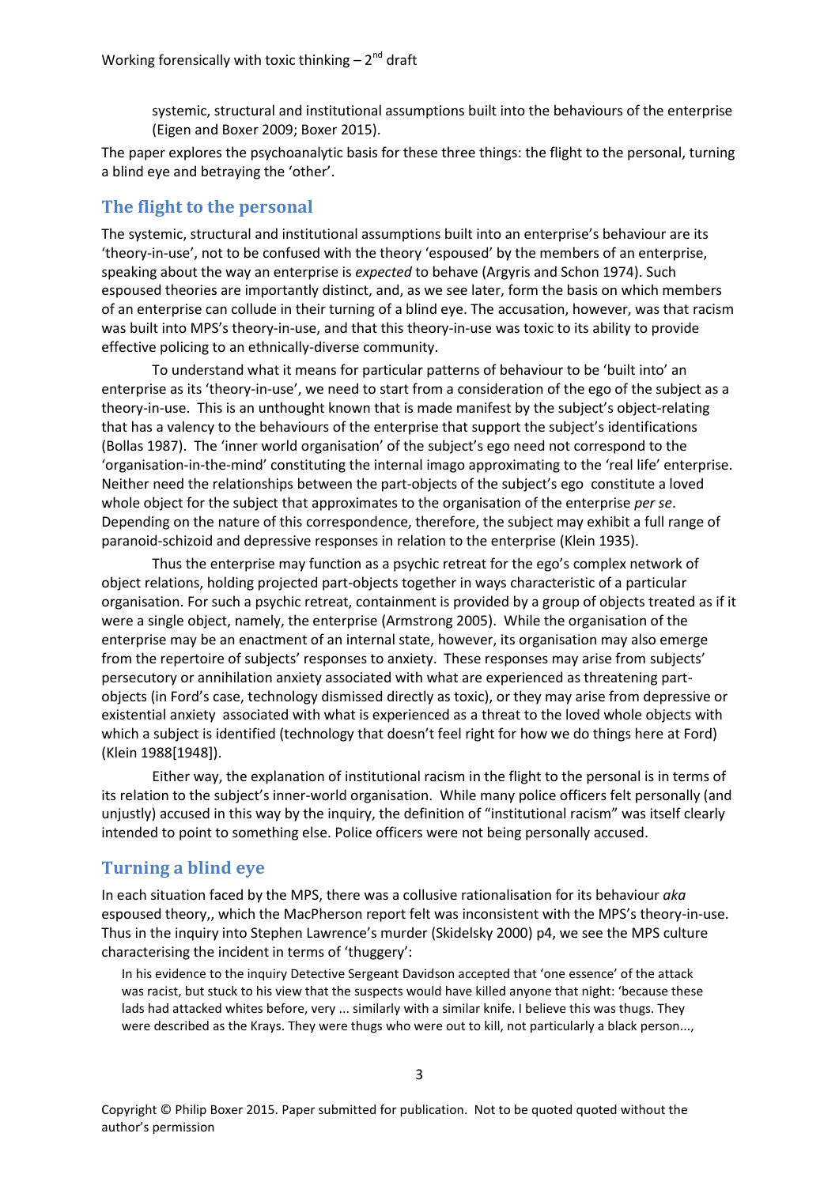systemic, structural and institutional assumptions built into the behaviours of the enterprise (Eigen and Boxer 2009; Boxer 2015).

The paper explores the psychoanalytic basis for these three things: the flight to the personal, turning a blind eye and betraying the 'other'.

## The flight to the personal

The systemic, structural and institutional assumptions built into an enterprise's behaviour are its 'theory-in-use', not to be confused with the theory 'espoused' by the members of an enterprise, speaking about the way an enterprise is *expected* to behave (Argyris and Schon 1974). Such espoused theories are importantly distinct, and, as we see later, form the basis on which members of an enterprise can collude in their turning of a blind eye. The accusation, however, was that racism was built into MPS's theory-in-use, and that this theory-in-use was toxic to its ability to provide effective policing to an ethnically-diverse community.

To understand what it means for particular patterns of behaviour to be 'built into' an enterprise as its 'theory-in-use', we need to start from a consideration of the ego of the subject as a theory-in-use. This is an unthought known that is made manifest by the subject's object-relating that has a valency to the behaviours of the enterprise that support the subject's identifications (Bollas 1987). The 'inner world organisation' of the subject's ego need not correspond to the 'organisation-in-the-mind' constituting the internal imago approximating to the 'real life' enterprise. Neither need the relationships between the part-objects of the subject's ego constitute a loved whole object for the subject that approximates to the organisation of the enterprise *per se*. Depending on the nature of this correspondence, therefore, the subject may exhibit a full range of paranoid-schizoid and depressive responses in relation to the enterprise (Klein 1935).

Thus the enterprise may function as a psychic retreat for the ego's complex network of object relations, holding projected part-objects together in ways characteristic of a particular organisation. For such a psychic retreat, containment is provided by a group of objects treated as if it were a single object, namely, the enterprise (Armstrong 2005). While the organisation of the enterprise may be an enactment of an internal state, however, its organisation may also emerge from the repertoire of subjects' responses to anxiety. These responses may arise from subjects' persecutory or annihilation anxiety associated with what are experienced as threatening part-objects (in Ford's case, technology dismissed directly as toxic), or they may arise from depressive or existential anxiety associated with what is experienced as a threat to the loved whole objects with which a subject is identified (technology that doesn't feel right for how we do things here at Ford) (Klein 1988[1948]).

Either way, the explanation of institutional racism in the flight to the personal is in terms of its relation to the subject's inner-world organisation. While many police officers felt personally (and unjustly) accused in this way by the inquiry, the definition of "institutional racism" was itself clearly intended to point to something else. Police officers were not being personally accused.

## Turning a blind eye

In each situation faced by the MPS, there was a collusive rationalisation for its behaviour *aka* espoused theory,, which the MacPherson report felt was inconsistent with the MPS's theory-in-use. Thus in the inquiry into Stephen Lawrence's murder (Skidelsky 2000) p4, we see the MPS culture characterising the incident in terms of 'thuggery':

> In his evidence to the inquiry Detective Sergeant Davidson accepted that 'one essence' of the attack was racist, but stuck to his view that the suspects would have killed anyone that night: 'because these lads had attacked whites before, very ... similarly with a similar knife. I believe this was thugs. They were described as the Krays. They were thugs who were out to kill, not particularly a black person...,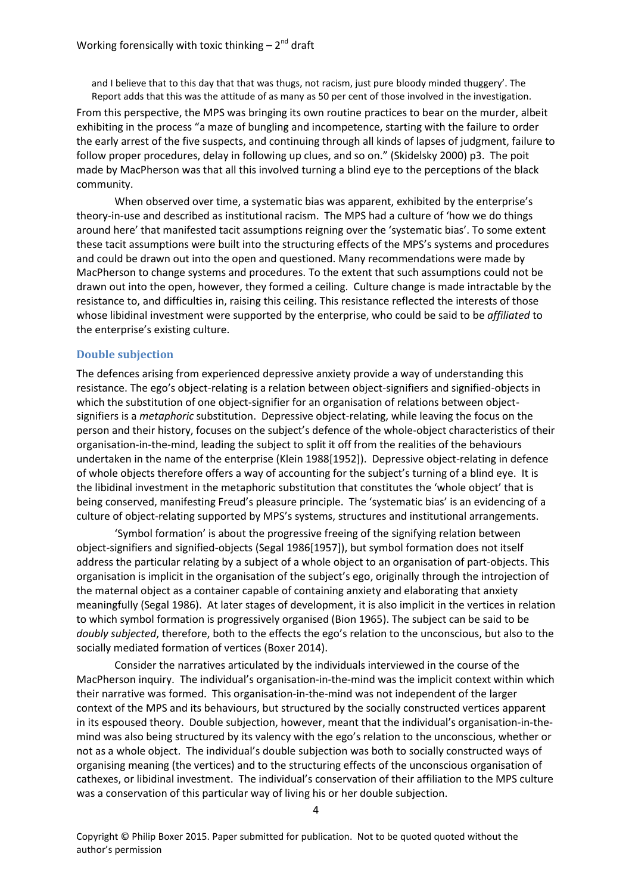and I believe that to this day that that was thugs, not racism, just pure bloody minded thuggery'. The Report adds that this was the attitude of as many as 50 per cent of those involved in the investigation.

From this perspective, the MPS was bringing its own routine practices to bear on the murder, albeit exhibiting in the process "a maze of bungling and incompetence, starting with the failure to order the early arrest of the five suspects, and continuing through all kinds of lapses of judgment, failure to follow proper procedures, delay in following up clues, and so on." (Skidelsky 2000) p3. The poit made by MacPherson was that all this involved turning a blind eye to the perceptions of the black community.

When observed over time, a systematic bias was apparent, exhibited by the enterprise's theory-in-use and described as institutional racism. The MPS had a culture of 'how we do things around here' that manifested tacit assumptions reigning over the 'systematic bias'. To some extent these tacit assumptions were built into the structuring effects of the MPS's systems and procedures and could be drawn out into the open and questioned. Many recommendations were made by MacPherson to change systems and procedures. To the extent that such assumptions could not be drawn out into the open, however, they formed a ceiling. Culture change is made intractable by the resistance to, and difficulties in, raising this ceiling. This resistance reflected the interests of those whose libidinal investment were supported by the enterprise, who could be said to be *affiliated* to the enterprise's existing culture.

## Double subjection

The defences arising from experienced depressive anxiety provide a way of understanding this resistance. The ego's object-relating is a relation between object-signifiers and signified-objects in which the substitution of one object-signifier for an organisation of relations between object-signifiers is a *metaphoric* substitution. Depressive object-relating, while leaving the focus on the person and their history, focuses on the subject's defence of the whole-object characteristics of their organisation-in-the-mind, leading the subject to split it off from the realities of the behaviours undertaken in the name of the enterprise (Klein 1988[1952]). Depressive object-relating in defence of whole objects therefore offers a way of accounting for the subject's turning of a blind eye. It is the libidinal investment in the metaphoric substitution that constitutes the 'whole object' that is being conserved, manifesting Freud's pleasure principle. The 'systematic bias' is an evidencing of a culture of object-relating supported by MPS's systems, structures and institutional arrangements.

'Symbol formation' is about the progressive freeing of the signifying relation between object-signifiers and signified-objects (Segal 1986[1957]), but symbol formation does not itself address the particular relating by a subject of a whole object to an organisation of part-objects. This organisation is implicit in the organisation of the subject's ego, originally through the introjection of the maternal object as a container capable of containing anxiety and elaborating that anxiety meaningfully (Segal 1986). At later stages of development, it is also implicit in the vertices in relation to which symbol formation is progressively organised (Bion 1965). The subject can be said to be *doubly subjected*, therefore, both to the effects the ego's relation to the unconscious, but also to the socially mediated formation of vertices (Boxer 2014).

Consider the narratives articulated by the individuals interviewed in the course of the MacPherson inquiry. The individual's organisation-in-the-mind was the implicit context within which their narrative was formed. This organisation-in-the-mind was not independent of the larger context of the MPS and its behaviours, but structured by the socially constructed vertices apparent in its espoused theory. Double subjection, however, meant that the individual's organisation-in-the-mind was also being structured by its valency with the ego's relation to the unconscious, whether or not as a whole object. The individual's double subjection was both to socially constructed ways of organising meaning (the vertices) and to the structuring effects of the unconscious organisation of cathexes, or libidinal investment. The individual's conservation of their affiliation to the MPS culture was a conservation of this particular way of living his or her double subjection.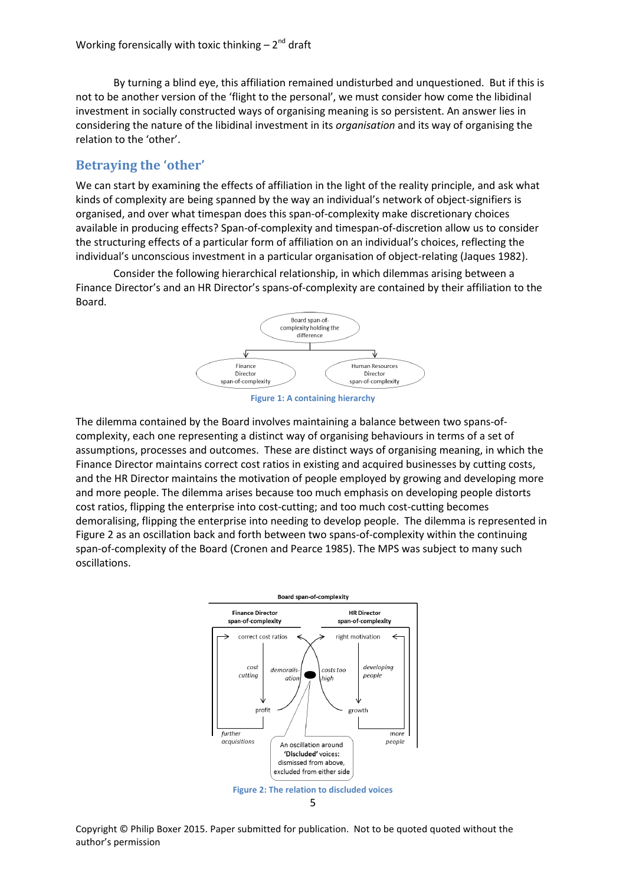By turning a blind eye, this affiliation remained undisturbed and unquestioned. But if this is not to be another version of the 'flight to the personal', we must consider how come the libidinal investment in socially constructed ways of organising meaning is so persistent. An answer lies in considering the nature of the libidinal investment in its *organisation* and its way of organising the relation to the 'other'.

## Betraying the 'other'

We can start by examining the effects of affiliation in the light of the reality principle, and ask what kinds of complexity are being spanned by the way an individual's network of object-signifiers is organised, and over what timespan does this span-of-complexity make discretionary choices available in producing effects? Span-of-complexity and timespan-of-discretion allow us to consider the structuring effects of a particular form of affiliation on an individual's choices, reflecting the individual's unconscious investment in a particular organisation of object-relating (Jaques 1982).

Consider the following hierarchical relationship, in which dilemmas arising between a Finance Director's and an HR Director's spans-of-complexity are contained by their affiliation to the Board.

Figure 1: A containing hierarchy

The dilemma contained by the Board involves maintaining a balance between two spans-of-complexity, each one representing a distinct way of organising behaviours in terms of a set of assumptions, processes and outcomes. These are distinct ways of organising meaning, in which the Finance Director maintains correct cost ratios in existing and acquired businesses by cutting costs, and the HR Director maintains the motivation of people employed by growing and developing more and more people. The dilemma arises because too much emphasis on developing people distorts cost ratios, flipping the enterprise into cost-cutting; and too much cost-cutting becomes demoralising, flipping the enterprise into needing to develop people. The dilemma is represented in Figure 2 as an oscillation back and forth between two spans-of-complexity within the continuing span-of-complexity of the Board (Cronen and Pearce 1985). The MPS was subject to many such oscillations.

Figure 2: The relation to discluded voices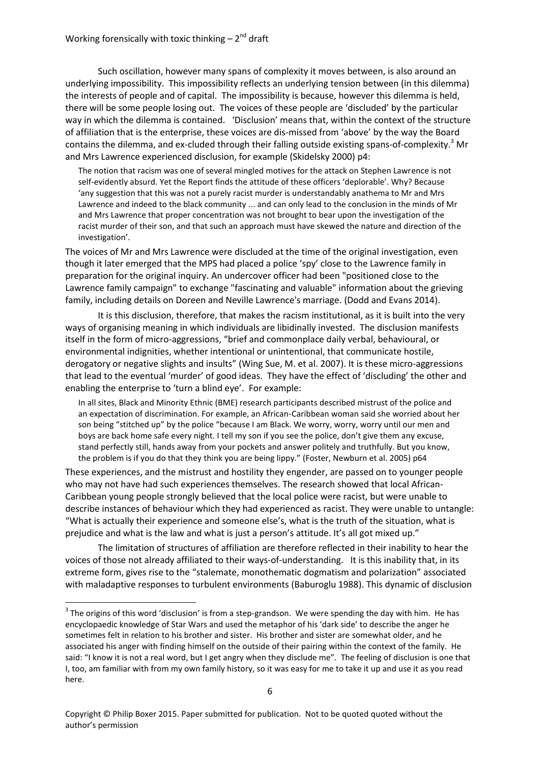Such oscillation, however many spans of complexity it moves between, is also around an underlying impossibility. This impossibility reflects an underlying tension between (in this dilemma) the interests of people and of capital. The impossibility is because, however this dilemma is held, there will be some people losing out. The voices of these people are 'discluded' by the particular way in which the dilemma is contained. 'Disclusion' means that, within the context of the structure of affiliation that is the enterprise, these voices are dis-missed from 'above' by the way the Board contains the dilemma, and ex-cluded through their falling outside existing spans-of-complexity.[3] Mr and Mrs Lawrence experienced disclusion, for example (Skidelsky 2000) p4:

> The notion that racism was one of several mingled motives for the attack on Stephen Lawrence is not self-evidently absurd. Yet the Report finds the attitude of these officers 'deplorable'. Why? Because 'any suggestion that this was not a purely racist murder is understandably anathema to Mr and Mrs Lawrence and indeed to the black community ... and can only lead to the conclusion in the minds of Mr and Mrs Lawrence that proper concentration was not brought to bear upon the investigation of the racist murder of their son, and that such an approach must have skewed the nature and direction of the investigation'.

The voices of Mr and Mrs Lawrence were discluded at the time of the original investigation, even though it later emerged that the MPS had placed a police 'spy' close to the Lawrence family in preparation for the original inquiry. An undercover officer had been "positioned close to the Lawrence family campaign" to exchange "fascinating and valuable" information about the grieving family, including details on Doreen and Neville Lawrence's marriage. (Dodd and Evans 2014).

It is this disclusion, therefore, that makes the racism institutional, as it is built into the very ways of organising meaning in which individuals are libidinally invested. The disclusion manifests itself in the form of micro-aggressions, "brief and commonplace daily verbal, behavioural, or environmental indignities, whether intentional or unintentional, that communicate hostile, derogatory or negative slights and insults" (Wing Sue, M. et al. 2007). It is these micro-aggressions that lead to the eventual 'murder' of good ideas. They have the effect of 'discluding' the other and enabling the enterprise to 'turn a blind eye'. For example:

> In all sites, Black and Minority Ethnic (BME) research participants described mistrust of the police and an expectation of discrimination. For example, an African-Caribbean woman said she worried about her son being "stitched up" by the police "because I am Black. We worry, worry, worry until our men and boys are back home safe every night. I tell my son if you see the police, don't give them any excuse, stand perfectly still, hands away from your pockets and answer politely and truthfully. But you know, the problem is if you do that they think you are being lippy." (Foster, Newburn et al. 2005) p64

These experiences, and the mistrust and hostility they engender, are passed on to younger people who may not have had such experiences themselves. The research showed that local African-Caribbean young people strongly believed that the local police were racist, but were unable to describe instances of behaviour which they had experienced as racist. They were unable to untangle: "What is actually their experience and someone else's, what is the truth of the situation, what is prejudice and what is the law and what is just a person's attitude. It's all got mixed up."

The limitation of structures of affiliation are therefore reflected in their inability to hear the voices of those not already affiliated to their ways-of-understanding. It is this inability that, in its extreme form, gives rise to the "stalemate, monothematic dogmatism and polarization" associated with maladaptive responses to turbulent environments (Baburoglu 1988). This dynamic of disclusion

---

[3] The origins of this word 'disclusion' is from a step-grandson. We were spending the day with him. He has encyclopaedic knowledge of Star Wars and used the metaphor of his 'dark side' to describe the anger he sometimes felt in relation to his brother and sister. His brother and sister are somewhat older, and he associated his anger with finding himself on the outside of their pairing within the context of the family. He said: "I know it is not a real word, but I get angry when they disclude me". The feeling of disclusion is one that I, too, am familiar with from my own family history, so it was easy for me to take it up and use it as you read here.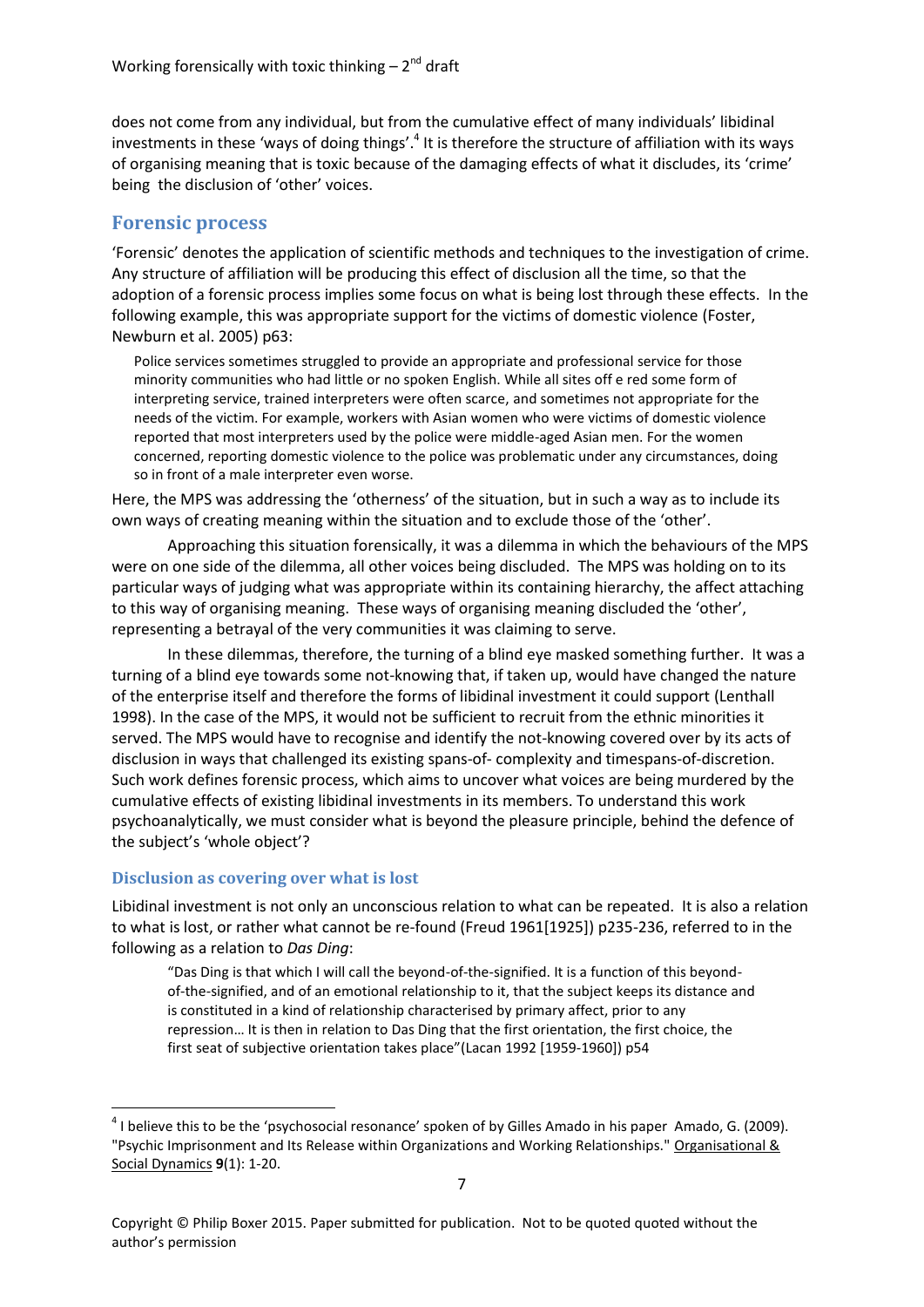does not come from any individual, but from the cumulative effect of many individuals' libidinal investments in these 'ways of doing things'.[4] It is therefore the structure of affiliation with its ways of organising meaning that is toxic because of the damaging effects of what it discludes, its 'crime' being the disclusion of 'other' voices.

## Forensic process

'Forensic' denotes the application of scientific methods and techniques to the investigation of crime. Any structure of affiliation will be producing this effect of disclusion all the time, so that the adoption of a forensic process implies some focus on what is being lost through these effects. In the following example, this was appropriate support for the victims of domestic violence (Foster, Newburn et al. 2005) p63:

> Police services sometimes struggled to provide an appropriate and professional service for those minority communities who had little or no spoken English. While all sites off e red some form of interpreting service, trained interpreters were often scarce, and sometimes not appropriate for the needs of the victim. For example, workers with Asian women who were victims of domestic violence reported that most interpreters used by the police were middle-aged Asian men. For the women concerned, reporting domestic violence to the police was problematic under any circumstances, doing so in front of a male interpreter even worse.

Here, the MPS was addressing the 'otherness' of the situation, but in such a way as to include its own ways of creating meaning within the situation and to exclude those of the 'other'.

Approaching this situation forensically, it was a dilemma in which the behaviours of the MPS were on one side of the dilemma, all other voices being discluded. The MPS was holding on to its particular ways of judging what was appropriate within its containing hierarchy, the affect attaching to this way of organising meaning. These ways of organising meaning discluded the 'other', representing a betrayal of the very communities it was claiming to serve.

In these dilemmas, therefore, the turning of a blind eye masked something further. It was a turning of a blind eye towards some not-knowing that, if taken up, would have changed the nature of the enterprise itself and therefore the forms of libidinal investment it could support (Lenthall 1998). In the case of the MPS, it would not be sufficient to recruit from the ethnic minorities it served. The MPS would have to recognise and identify the not-knowing covered over by its acts of disclusion in ways that challenged its existing spans-of- complexity and timespans-of-discretion. Such work defines forensic process, which aims to uncover what voices are being murdered by the cumulative effects of existing libidinal investments in its members. To understand this work psychoanalytically, we must consider what is beyond the pleasure principle, behind the defence of the subject's 'whole object'?

### Disclusion as covering over what is lost

Libidinal investment is not only an unconscious relation to what can be repeated. It is also a relation to what is lost, or rather what cannot be re-found (Freud 1961[1925]) p235-236, referred to in the following as a relation to *Das Ding*:

> "Das Ding is that which I will call the beyond-of-the-signified. It is a function of this beyond-of-the-signified, and of an emotional relationship to it, that the subject keeps its distance and is constituted in a kind of relationship characterised by primary affect, prior to any repression… It is then in relation to Das Ding that the first orientation, the first choice, the first seat of subjective orientation takes place"(Lacan 1992 [1959-1960]) p54

---

[4] I believe this to be the 'psychosocial resonance' spoken of by Gilles Amado in his paper Amado, G. (2009). "Psychic Imprisonment and Its Release within Organizations and Working Relationships." Organisational & Social Dynamics **9**(1): 1-20.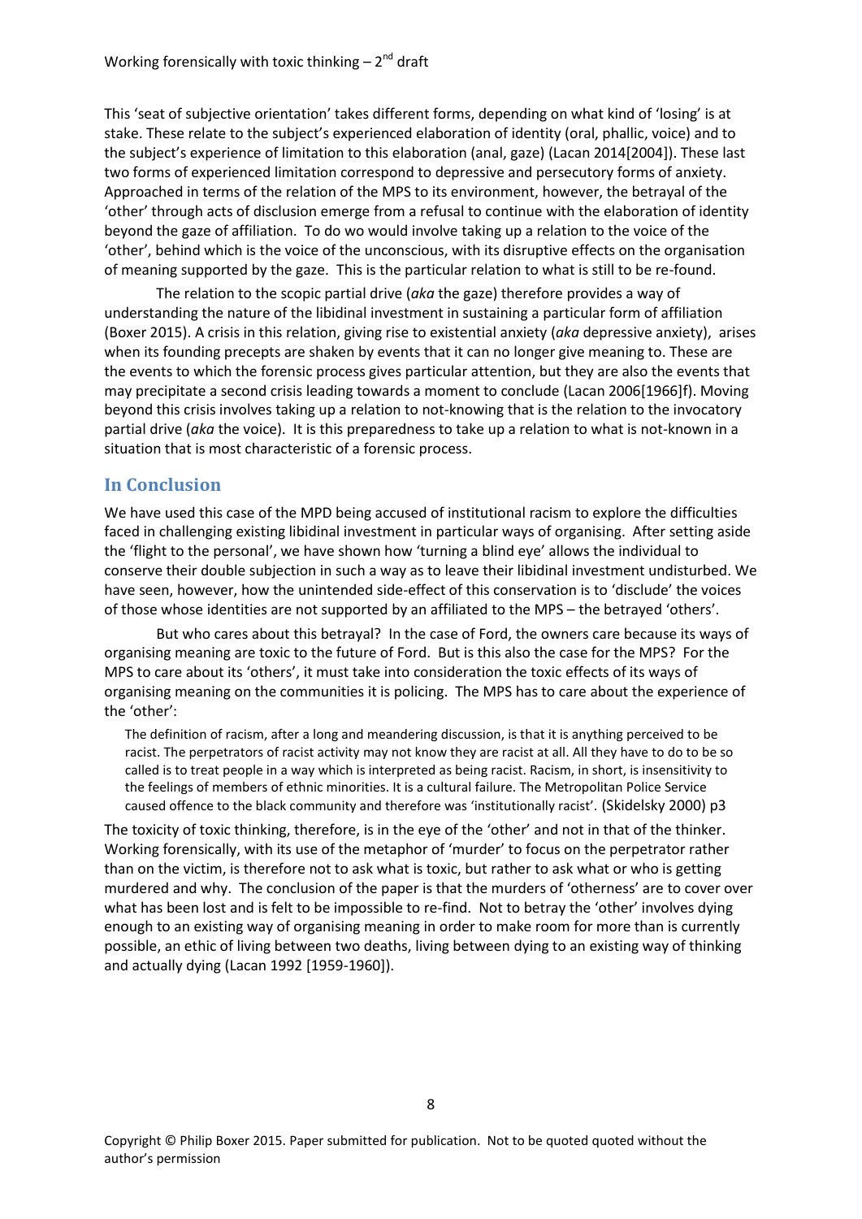This 'seat of subjective orientation' takes different forms, depending on what kind of 'losing' is at stake. These relate to the subject's experienced elaboration of identity (oral, phallic, voice) and to the subject's experience of limitation to this elaboration (anal, gaze) (Lacan 2014[2004]). These last two forms of experienced limitation correspond to depressive and persecutory forms of anxiety. Approached in terms of the relation of the MPS to its environment, however, the betrayal of the 'other' through acts of disclusion emerge from a refusal to continue with the elaboration of identity beyond the gaze of affiliation. To do wo would involve taking up a relation to the voice of the 'other', behind which is the voice of the unconscious, with its disruptive effects on the organisation of meaning supported by the gaze. This is the particular relation to what is still to be re-found.

The relation to the scopic partial drive (*aka* the gaze) therefore provides a way of understanding the nature of the libidinal investment in sustaining a particular form of affiliation (Boxer 2015). A crisis in this relation, giving rise to existential anxiety (*aka* depressive anxiety), arises when its founding precepts are shaken by events that it can no longer give meaning to. These are the events to which the forensic process gives particular attention, but they are also the events that may precipitate a second crisis leading towards a moment to conclude (Lacan 2006[1966]f). Moving beyond this crisis involves taking up a relation to not-knowing that is the relation to the invocatory partial drive (*aka* the voice). It is this preparedness to take up a relation to what is not-known in a situation that is most characteristic of a forensic process.

## In Conclusion

We have used this case of the MPD being accused of institutional racism to explore the difficulties faced in challenging existing libidinal investment in particular ways of organising. After setting aside the 'flight to the personal', we have shown how 'turning a blind eye' allows the individual to conserve their double subjection in such a way as to leave their libidinal investment undisturbed. We have seen, however, how the unintended side-effect of this conservation is to 'disclude' the voices of those whose identities are not supported by an affiliated to the MPS – the betrayed 'others'.

But who cares about this betrayal? In the case of Ford, the owners care because its ways of organising meaning are toxic to the future of Ford. But is this also the case for the MPS? For the MPS to care about its 'others', it must take into consideration the toxic effects of its ways of organising meaning on the communities it is policing. The MPS has to care about the experience of the 'other':

> The definition of racism, after a long and meandering discussion, is that it is anything perceived to be racist. The perpetrators of racist activity may not know they are racist at all. All they have to do to be so called is to treat people in a way which is interpreted as being racist. Racism, in short, is insensitivity to the feelings of members of ethnic minorities. It is a cultural failure. The Metropolitan Police Service caused offence to the black community and therefore was 'institutionally racist'. (Skidelsky 2000) p3

The toxicity of toxic thinking, therefore, is in the eye of the 'other' and not in that of the thinker. Working forensically, with its use of the metaphor of 'murder' to focus on the perpetrator rather than on the victim, is therefore not to ask what is toxic, but rather to ask what or who is getting murdered and why. The conclusion of the paper is that the murders of 'otherness' are to cover over what has been lost and is felt to be impossible to re-find. Not to betray the 'other' involves dying enough to an existing way of organising meaning in order to make room for more than is currently possible, an ethic of living between two deaths, living between dying to an existing way of thinking and actually dying (Lacan 1992 [1959-1960]).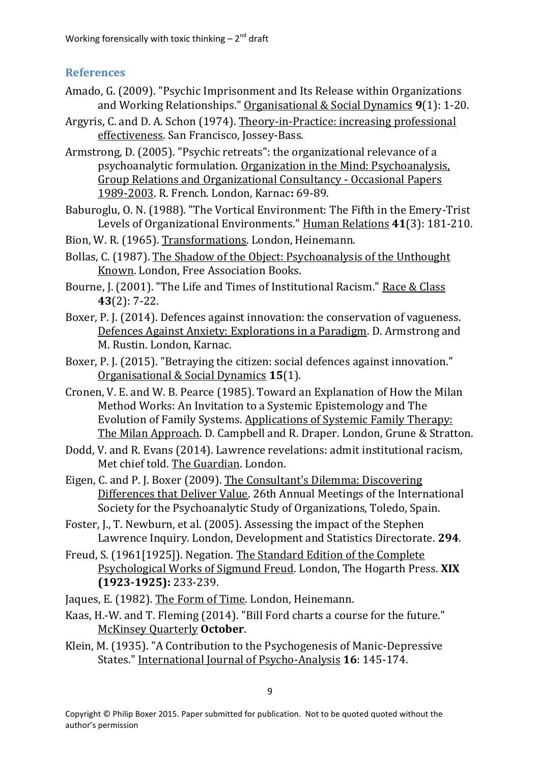## References

Amado, G. (2009). "Psychic Imprisonment and Its Release within Organizations and Working Relationships." Organisational & Social Dynamics **9**(1): 1-20.

Argyris, C. and D. A. Schon (1974). Theory-in-Practice: increasing professional effectiveness. San Francisco, Jossey-Bass.

Armstrong, D. (2005). "Psychic retreats": the organizational relevance of a psychoanalytic formulation. Organization in the Mind: Psychoanalysis, Group Relations and Organizational Consultancy - Occasional Papers 1989-2003. R. French. London, Karnac**:** 69-89.

Baburoglu, O. N. (1988). "The Vortical Environment: The Fifth in the Emery-Trist Levels of Organizational Environments." Human Relations **41**(3): 181-210.

Bion, W. R. (1965). Transformations. London, Heinemann.

Bollas, C. (1987). The Shadow of the Object: Psychoanalysis of the Unthought Known. London, Free Association Books.

Bourne, J. (2001). "The Life and Times of Institutional Racism." Race & Class **43**(2): 7-22.

Boxer, P. J. (2014). Defences against innovation: the conservation of vagueness. Defences Against Anxiety: Explorations in a Paradigm. D. Armstrong and M. Rustin. London, Karnac.

Boxer, P. J. (2015). "Betraying the citizen: social defences against innovation." Organisational & Social Dynamics **15**(1).

Cronen, V. E. and W. B. Pearce (1985). Toward an Explanation of How the Milan Method Works: An Invitation to a Systemic Epistemology and The Evolution of Family Systems. Applications of Systemic Family Therapy: The Milan Approach. D. Campbell and R. Draper. London, Grune & Stratton.

Dodd, V. and R. Evans (2014). Lawrence revelations: admit institutional racism, Met chief told. The Guardian. London.

Eigen, C. and P. J. Boxer (2009). The Consultant's Dilemma: Discovering Differences that Deliver Value. 26th Annual Meetings of the International Society for the Psychoanalytic Study of Organizations, Toledo, Spain.

Foster, J., T. Newburn, et al. (2005). Assessing the impact of the Stephen Lawrence Inquiry. London, Development and Statistics Directorate. **294**.

Freud, S. (1961[1925]). Negation. The Standard Edition of the Complete Psychological Works of Sigmund Freud. London, The Hogarth Press. **XIX (1923-1925):** 233-239.

Jaques, E. (1982). The Form of Time. London, Heinemann.

Kaas, H.-W. and T. Fleming (2014). "Bill Ford charts a course for the future." McKinsey Quarterly **October**.

Klein, M. (1935). "A Contribution to the Psychogenesis of Manic-Depressive States." International Journal of Psycho-Analysis **16**: 145-174.

Copyright © Philip Boxer 2015. Paper submitted for publication. Not to be quoted quoted without the author's permission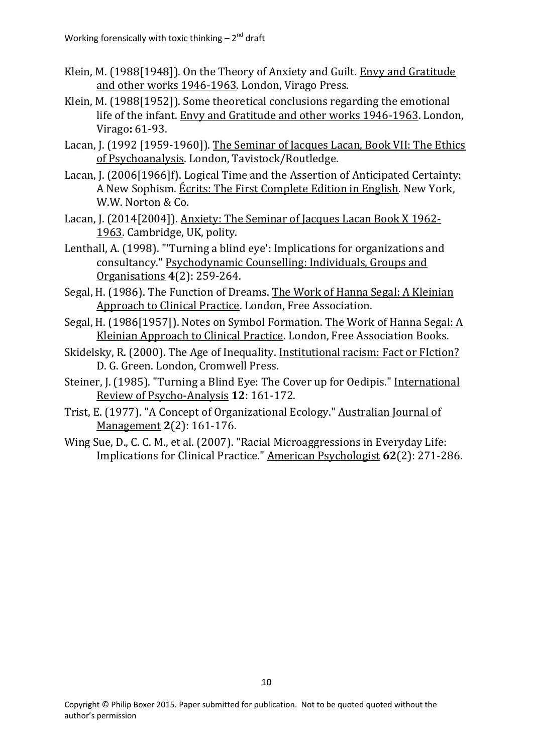Klein, M. (1988[1948]). On the Theory of Anxiety and Guilt. Envy and Gratitude and other works 1946-1963. London, Virago Press.

Klein, M. (1988[1952]). Some theoretical conclusions regarding the emotional life of the infant. Envy and Gratitude and other works 1946-1963. London, Virago**:** 61-93.

Lacan, J. (1992 [1959-1960]). The Seminar of Jacques Lacan, Book VII: The Ethics of Psychoanalysis. London, Tavistock/Routledge.

Lacan, J. (2006[1966]f). Logical Time and the Assertion of Anticipated Certainty: A New Sophism. Écrits: The First Complete Edition in English. New York, W.W. Norton & Co.

Lacan, J. (2014[2004]). Anxiety: The Seminar of Jacques Lacan Book X 1962-1963. Cambridge, UK, polity.

Lenthall, A. (1998). "'Turning a blind eye': Implications for organizations and consultancy." Psychodynamic Counselling: Individuals, Groups and Organisations **4**(2): 259-264.

Segal, H. (1986). The Function of Dreams. The Work of Hanna Segal: A Kleinian Approach to Clinical Practice. London, Free Association.

Segal, H. (1986[1957]). Notes on Symbol Formation. The Work of Hanna Segal: A Kleinian Approach to Clinical Practice. London, Free Association Books.

Skidelsky, R. (2000). The Age of Inequality. Institutional racism: Fact or FIction? D. G. Green. London, Cromwell Press.

Steiner, J. (1985). "Turning a Blind Eye: The Cover up for Oedipis." International Review of Psycho-Analysis **12**: 161-172.

Trist, E. (1977). "A Concept of Organizational Ecology." Australian Journal of Management **2**(2): 161-176.

Wing Sue, D., C. C. M., et al. (2007). "Racial Microaggressions in Everyday Life: Implications for Clinical Practice." American Psychologist **62**(2): 271-286.